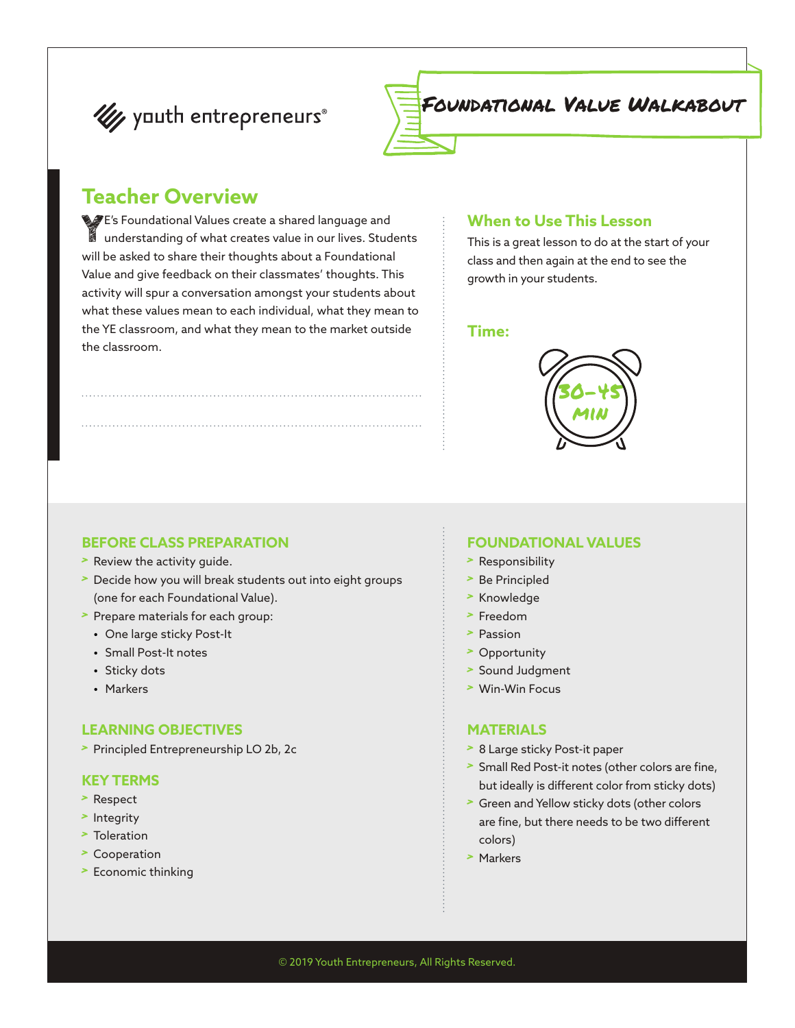youth entrepreneurs®

# Foundational Value Walkabout

## Teacher Overview

YE's Foundational Values create a shared language and understanding of what creates value in our lives. Students will be asked to share their thoughts about a Foundational Value and give feedback on their classmates' thoughts. This activity will spur a conversation amongst your students about what these values mean to each individual, what they mean to the YE classroom, and what they mean to the market outside the classroom.

### When to Use This Lesson

This is a great lesson to do at the start of your class and then again at the end to see the growth in your students.

### Time:

30–45 MIN

### BEFORE CLASS PREPARATION

- Review the activity guide.
- Decide how you will break students out into eight groups (one for each Foundational Value).
- Prepare materials for each group:
  - One large sticky Post-It
  - Small Post-It notes
  - Sticky dots
  - Markers

### LEARNING OBJECTIVES

- Principled Entrepreneurship LO 2b, 2c

### KEY TERMS

- Respect
- Integrity
- Toleration
- Cooperation
- Economic thinking

### FOUNDATIONAL VALUES

- Responsibility
- Be Principled
- Knowledge
- Freedom
- Passion
- Opportunity
- Sound Judgment
- Win-Win Focus

### MATERIALS

- 8 Large sticky Post-it paper
- Small Red Post-it notes (other colors are fine, but ideally is different color from sticky dots)
- Green and Yellow sticky dots (other colors are fine, but there needs to be two different colors)
- Markers

© 2019 Youth Entrepreneurs, All Rights Reserved.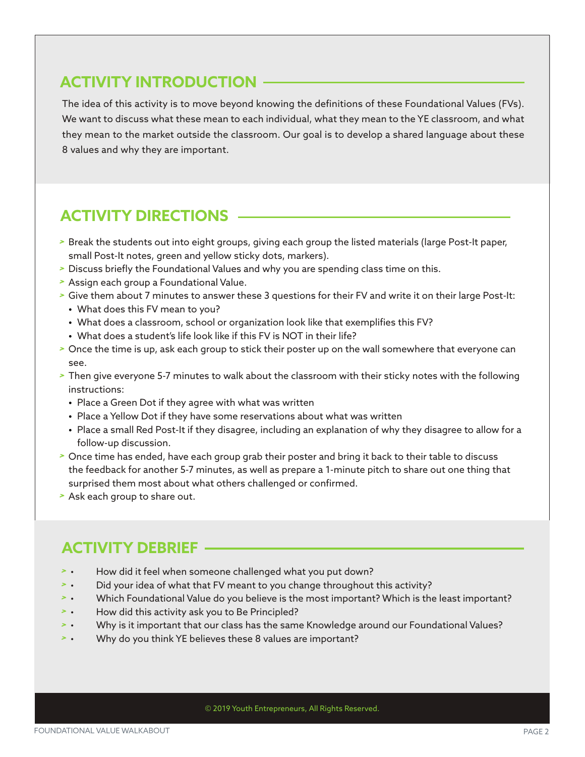## ACTIVITY INTRODUCTION

The idea of this activity is to move beyond knowing the definitions of these Foundational Values (FVs). We want to discuss what these mean to each individual, what they mean to the YE classroom, and what they mean to the market outside the classroom. Our goal is to develop a shared language about these 8 values and why they are important.

## ACTIVITY DIRECTIONS

- Break the students out into eight groups, giving each group the listed materials (large Post-It paper, small Post-It notes, green and yellow sticky dots, markers).
- Discuss briefly the Foundational Values and why you are spending class time on this.
- Assign each group a Foundational Value.
- Give them about 7 minutes to answer these 3 questions for their FV and write it on their large Post-It:
  - What does this FV mean to you?
  - What does a classroom, school or organization look like that exemplifies this FV?
  - What does a student's life look like if this FV is NOT in their life?
- Once the time is up, ask each group to stick their poster up on the wall somewhere that everyone can see.
- Then give everyone 5-7 minutes to walk about the classroom with their sticky notes with the following instructions:
  - Place a Green Dot if they agree with what was written
  - Place a Yellow Dot if they have some reservations about what was written
  - Place a small Red Post-It if they disagree, including an explanation of why they disagree to allow for a follow-up discussion.
- Once time has ended, have each group grab their poster and bring it back to their table to discuss the feedback for another 5-7 minutes, as well as prepare a 1-minute pitch to share out one thing that surprised them most about what others challenged or confirmed.
- Ask each group to share out.

## ACTIVITY DEBRIEF

- How did it feel when someone challenged what you put down?
- Did your idea of what that FV meant to you change throughout this activity?
- Which Foundational Value do you believe is the most important? Which is the least important?
- How did this activity ask you to Be Principled?
- Why is it important that our class has the same Knowledge around our Foundational Values?
- Why do you think YE believes these 8 values are important?

© 2019 Youth Entrepreneurs, All Rights Reserved.